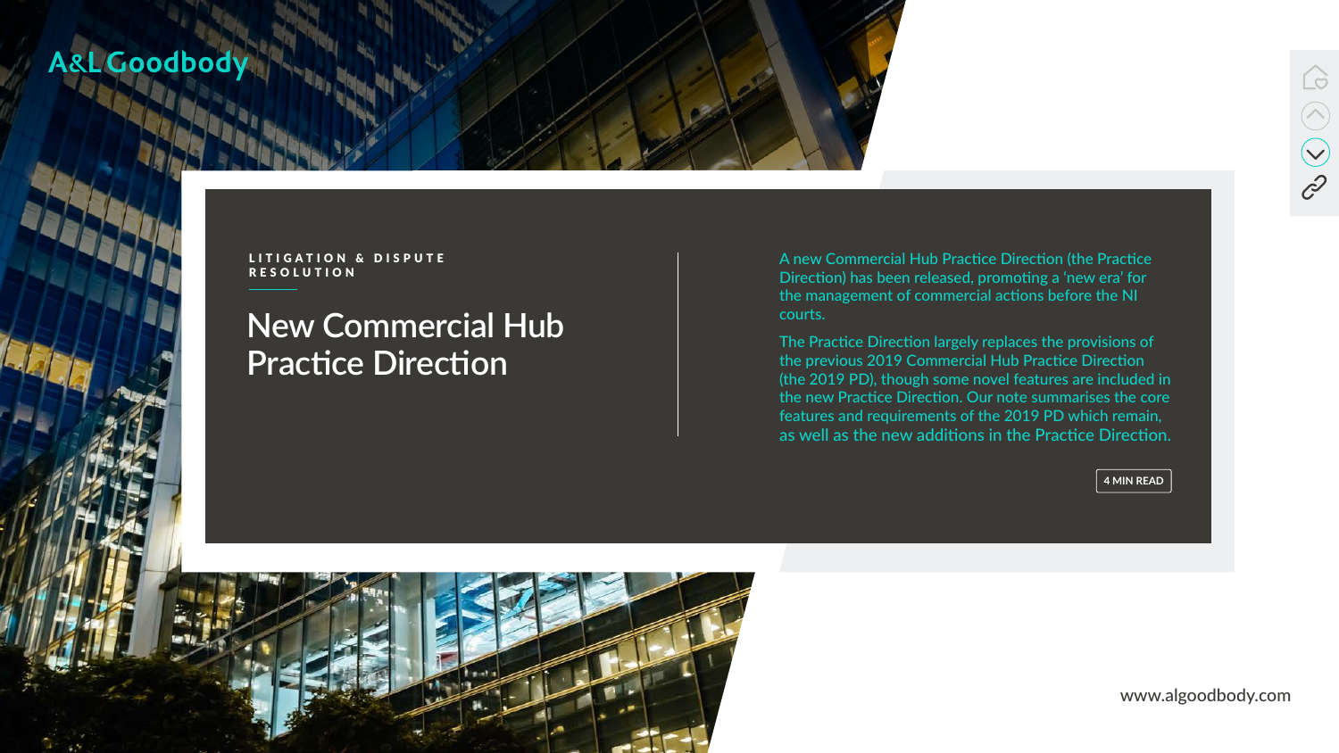A&L Goodbody

LITIGATION & DISPUTE RESOLUTION

# New Commercial Hub Practice Direction

A new Commercial Hub Practice Direction (the Practice Direction) has been released, promoting a 'new era' for the management of commercial actions before the NI courts.

The Practice Direction largely replaces the provisions of the previous 2019 Commercial Hub Practice Direction (the 2019 PD), though some novel features are included in the new Practice Direction. Our note summarises the core features and requirements of the 2019 PD which remain, as well as the new additions in the Practice Direction.

4 MIN READ

www.algoodbody.com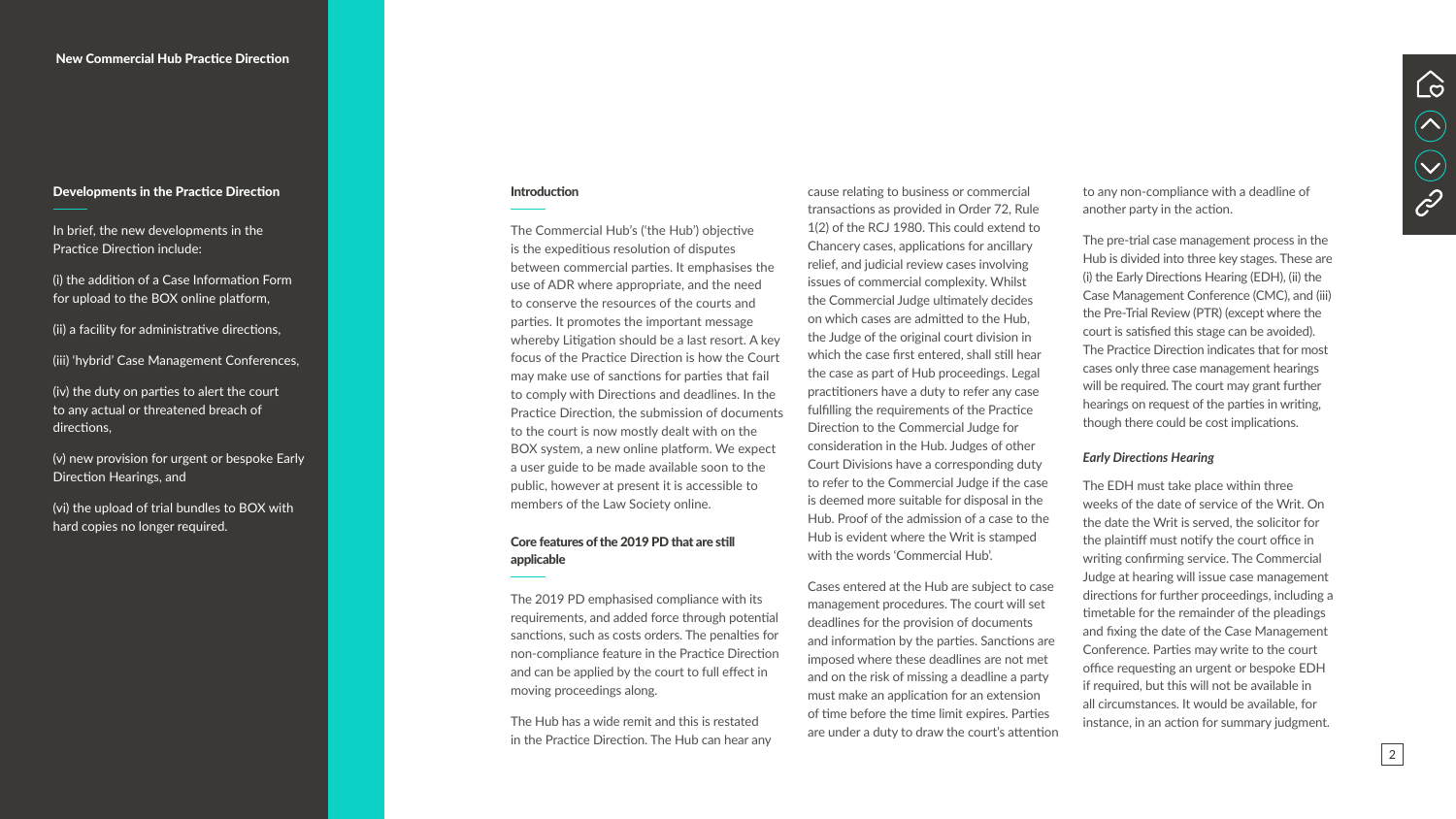## Developments in the Practice Direction

In brief, the new developments in the Practice Direction include:

(i) the addition of a Case Information Form for upload to the BOX online platform,

(ii) a facility for administrative directions,

(iii) 'hybrid' Case Management Conferences,

(iv) the duty on parties to alert the court to any actual or threatened breach of directions,

(v) new provision for urgent or bespoke Early Direction Hearings, and

(vi) the upload of trial bundles to BOX with hard copies no longer required.

## Introduction

The Commercial Hub's ('the Hub') objective is the expeditious resolution of disputes between commercial parties. It emphasises the use of ADR where appropriate, and the need to conserve the resources of the courts and parties. It promotes the important message whereby Litigation should be a last resort. A key focus of the Practice Direction is how the Court may make use of sanctions for parties that fail to comply with Directions and deadlines. In the Practice Direction, the submission of documents to the court is now mostly dealt with on the BOX system, a new online platform. We expect a user guide to be made available soon to the public, however at present it is accessible to members of the Law Society online.

## Core features of the 2019 PD that are still applicable

The 2019 PD emphasised compliance with its requirements, and added force through potential sanctions, such as costs orders. The penalties for non-compliance feature in the Practice Direction and can be applied by the court to full effect in moving proceedings along.

The Hub has a wide remit and this is restated in the Practice Direction. The Hub can hear any cause relating to business or commercial transactions as provided in Order 72, Rule 1(2) of the RCJ 1980. This could extend to Chancery cases, applications for ancillary relief, and judicial review cases involving issues of commercial complexity. Whilst the Commercial Judge ultimately decides on which cases are admitted to the Hub, the Judge of the original court division in which the case first entered, shall still hear the case as part of Hub proceedings. Legal practitioners have a duty to refer any case fulfilling the requirements of the Practice Direction to the Commercial Judge for consideration in the Hub. Judges of other Court Divisions have a corresponding duty to refer to the Commercial Judge if the case is deemed more suitable for disposal in the Hub. Proof of the admission of a case to the Hub is evident where the Writ is stamped with the words 'Commercial Hub'.

Cases entered at the Hub are subject to case management procedures. The court will set deadlines for the provision of documents and information by the parties. Sanctions are imposed where these deadlines are not met and on the risk of missing a deadline a party must make an application for an extension of time before the time limit expires. Parties are under a duty to draw the court's attention to any non-compliance with a deadline of another party in the action.

The pre-trial case management process in the Hub is divided into three key stages. These are (i) the Early Directions Hearing (EDH), (ii) the Case Management Conference (CMC), and (iii) the Pre-Trial Review (PTR) (except where the court is satisfied this stage can be avoided). The Practice Direction indicates that for most cases only three case management hearings will be required. The court may grant further hearings on request of the parties in writing, though there could be cost implications.

### *Early Directions Hearing*

The EDH must take place within three weeks of the date of service of the Writ. On the date the Writ is served, the solicitor for the plaintiff must notify the court office in writing confirming service. The Commercial Judge at hearing will issue case management directions for further proceedings, including a timetable for the remainder of the pleadings and fixing the date of the Case Management Conference. Parties may write to the court office requesting an urgent or bespoke EDH if required, but this will not be available in all circumstances. It would be available, for instance, in an action for summary judgment.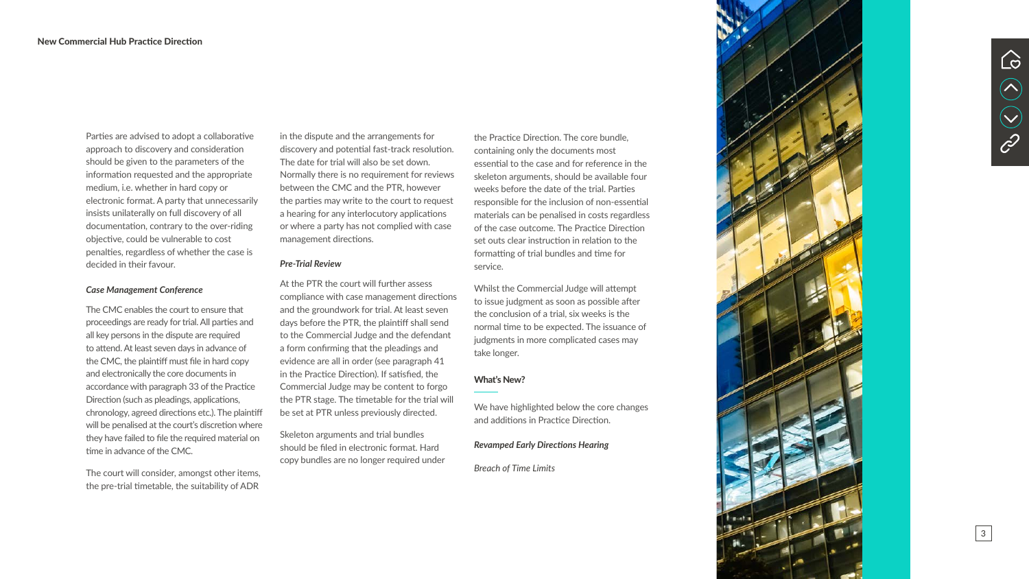Parties are advised to adopt a collaborative approach to discovery and consideration should be given to the parameters of the information requested and the appropriate medium, i.e. whether in hard copy or electronic format. A party that unnecessarily insists unilaterally on full discovery of all documentation, contrary to the over-riding objective, could be vulnerable to cost penalties, regardless of whether the case is decided in their favour.

### *Case Management Conference*

The CMC enables the court to ensure that proceedings are ready for trial. All parties and all key persons in the dispute are required to attend. At least seven days in advance of the CMC, the plaintiff must file in hard copy and electronically the core documents in accordance with paragraph 33 of the Practice Direction (such as pleadings, applications, chronology, agreed directions etc.). The plaintiff will be penalised at the court's discretion where they have failed to file the required material on time in advance of the CMC.

The court will consider, amongst other items, the pre-trial timetable, the suitability of ADR in the dispute and the arrangements for discovery and potential fast-track resolution. The date for trial will also be set down. Normally there is no requirement for reviews between the CMC and the PTR, however the parties may write to the court to request a hearing for any interlocutory applications or where a party has not complied with case management directions.

### *Pre-Trial Review*

At the PTR the court will further assess compliance with case management directions and the groundwork for trial. At least seven days before the PTR, the plaintiff shall send to the Commercial Judge and the defendant a form confirming that the pleadings and evidence are all in order (see paragraph 41 in the Practice Direction). If satisfied, the Commercial Judge may be content to forgo the PTR stage. The timetable for the trial will be set at PTR unless previously directed.

Skeleton arguments and trial bundles should be filed in electronic format. Hard copy bundles are no longer required under the Practice Direction. The core bundle, containing only the documents most essential to the case and for reference in the skeleton arguments, should be available four weeks before the date of the trial. Parties responsible for the inclusion of non-essential materials can be penalised in costs regardless of the case outcome. The Practice Direction set outs clear instruction in relation to the formatting of trial bundles and time for service.

Whilst the Commercial Judge will attempt to issue judgment as soon as possible after the conclusion of a trial, six weeks is the normal time to be expected. The issuance of judgments in more complicated cases may take longer.

## What's New?

We have highlighted below the core changes and additions in Practice Direction.

### *Revamped Early Directions Hearing*

### *Breach of Time Limits*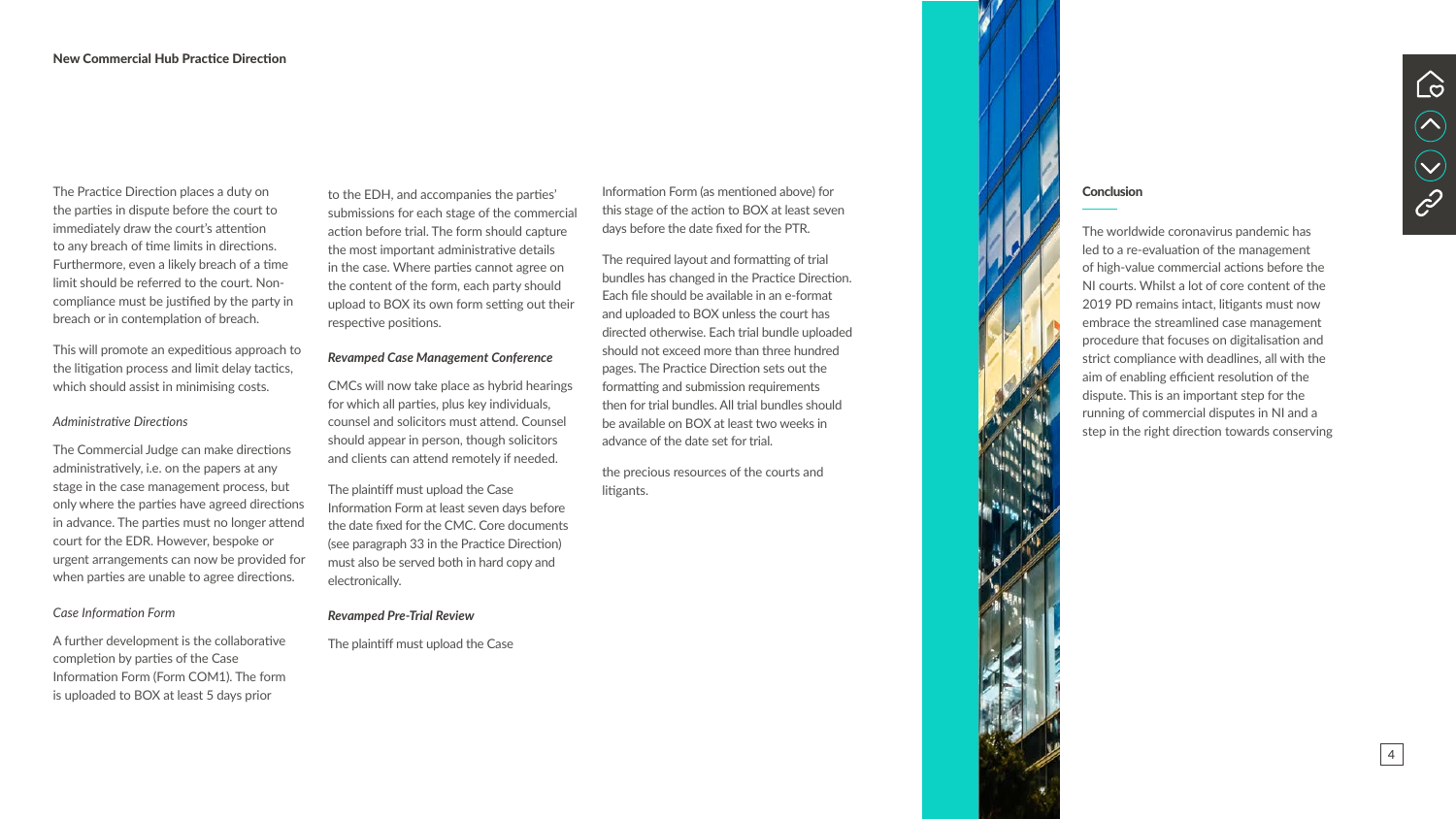The Practice Direction places a duty on the parties in dispute before the court to immediately draw the court's attention to any breach of time limits in directions. Furthermore, even a likely breach of a time limit should be referred to the court. Non-compliance must be justified by the party in breach or in contemplation of breach.

This will promote an expeditious approach to the litigation process and limit delay tactics, which should assist in minimising costs.

*Administrative Directions*

The Commercial Judge can make directions administratively, i.e. on the papers at any stage in the case management process, but only where the parties have agreed directions in advance. The parties must no longer attend court for the EDR. However, bespoke or urgent arrangements can now be provided for when parties are unable to agree directions.

*Case Information Form*

A further development is the collaborative completion by parties of the Case Information Form (Form COM1). The form is uploaded to BOX at least 5 days prior to the EDH, and accompanies the parties' submissions for each stage of the commercial action before trial. The form should capture the most important administrative details in the case. Where parties cannot agree on the content of the form, each party should upload to BOX its own form setting out their respective positions.

***Revamped Case Management Conference***

CMCs will now take place as hybrid hearings for which all parties, plus key individuals, counsel and solicitors must attend. Counsel should appear in person, though solicitors and clients can attend remotely if needed.

The plaintiff must upload the Case Information Form at least seven days before the date fixed for the CMC. Core documents (see paragraph 33 in the Practice Direction) must also be served both in hard copy and electronically.

***Revamped Pre-Trial Review***

The plaintiff must upload the Case Information Form (as mentioned above) for this stage of the action to BOX at least seven days before the date fixed for the PTR.

The required layout and formatting of trial bundles has changed in the Practice Direction. Each file should be available in an e-format and uploaded to BOX unless the court has directed otherwise. Each trial bundle uploaded should not exceed more than three hundred pages. The Practice Direction sets out the formatting and submission requirements then for trial bundles. All trial bundles should be available on BOX at least two weeks in advance of the date set for trial.

## Conclusion

The worldwide coronavirus pandemic has led to a re-evaluation of the management of high-value commercial actions before the NI courts. Whilst a lot of core content of the 2019 PD remains intact, litigants must now embrace the streamlined case management procedure that focuses on digitalisation and strict compliance with deadlines, all with the aim of enabling efficient resolution of the dispute. This is an important step for the running of commercial disputes in NI and a step in the right direction towards conserving the precious resources of the courts and litigants.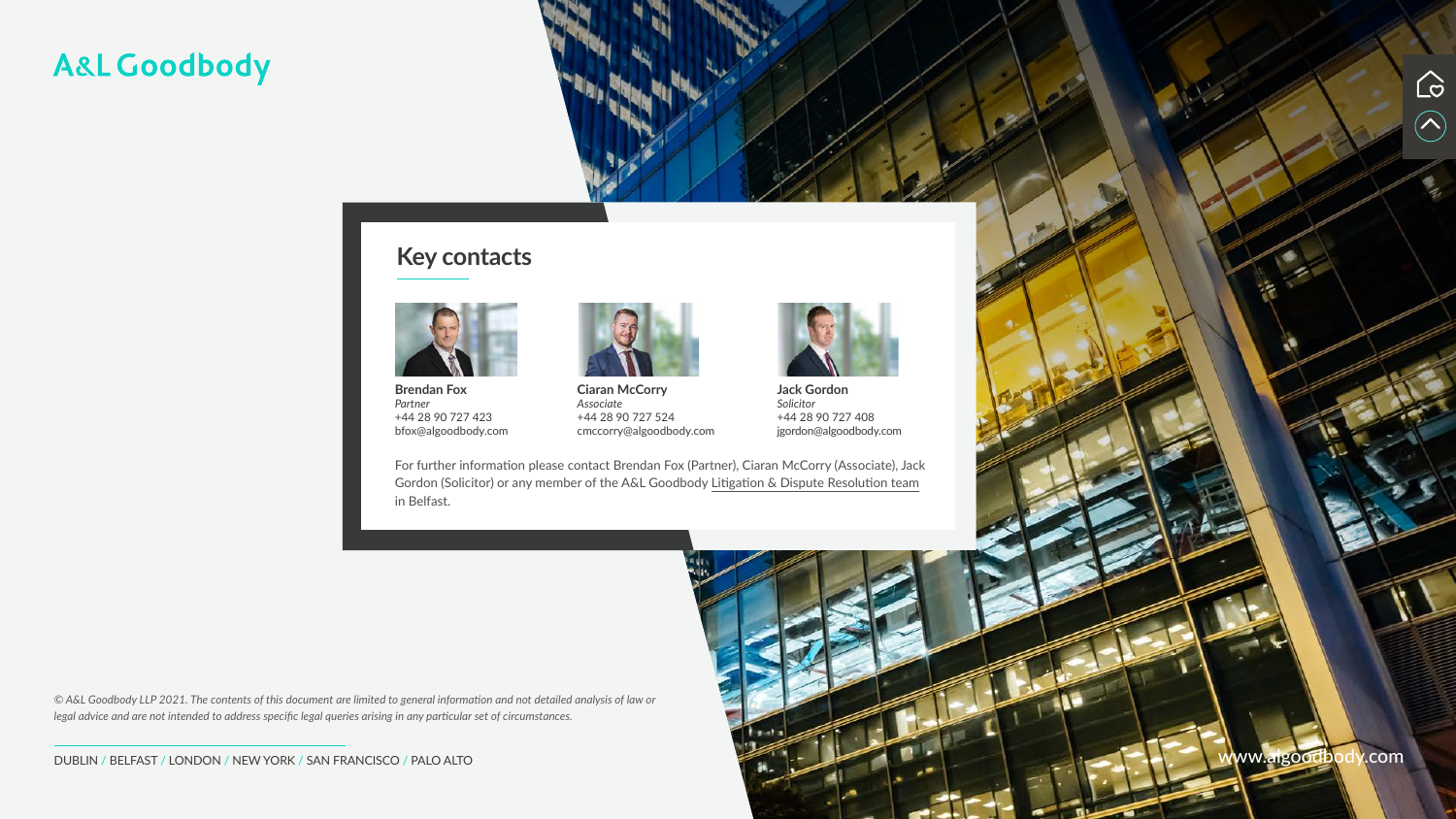A&L Goodbody

## Key contacts

**Brendan Fox**
*Partner*
+44 28 90 727 423
bfox@algoodbody.com

**Ciaran McCorry**
*Associate*
+44 28 90 727 524
cmccorry@algoodbody.com

**Jack Gordon**
*Solicitor*
+44 28 90 727 408
jgordon@algoodbody.com

For further information please contact Brendan Fox (Partner), Ciaran McCorry (Associate), Jack Gordon (Solicitor) or any member of the A&L Goodbody Litigation & Dispute Resolution team in Belfast.

*© A&L Goodbody LLP 2021. The contents of this document are limited to general information and not detailed analysis of law or legal advice and are not intended to address specific legal queries arising in any particular set of circumstances.*

DUBLIN / BELFAST / LONDON / NEW YORK / SAN FRANCISCO / PALO ALTO

www.algoodbody.com